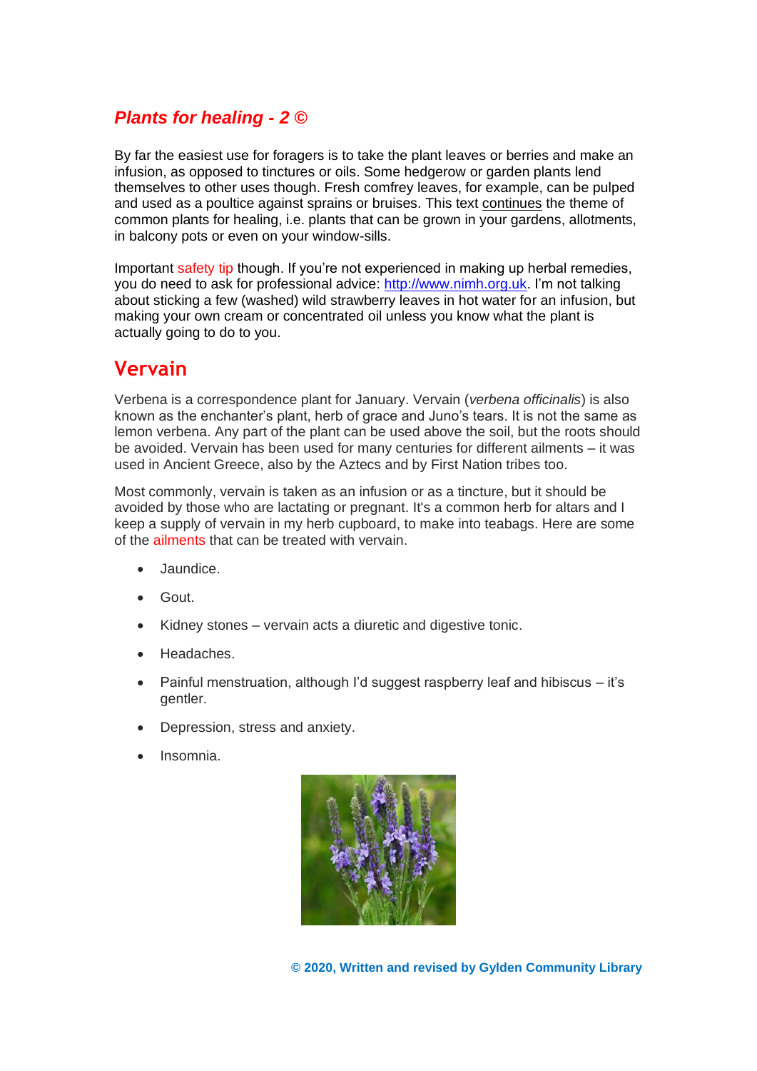# *Plants for healing - 2 ©*

By far the easiest use for foragers is to take the plant leaves or berries and make an infusion, as opposed to tinctures or oils. Some hedgerow or garden plants lend themselves to other uses though. Fresh comfrey leaves, for example, can be pulped and used as a poultice against sprains or bruises. This text continues the theme of common plants for healing, i.e. plants that can be grown in your gardens, allotments, in balcony pots or even on your window-sills.

Important safety tip though. If you're not experienced in making up herbal remedies, you do need to ask for professional advice: http://www.nimh.org.uk. I'm not talking about sticking a few (washed) wild strawberry leaves in hot water for an infusion, but making your own cream or concentrated oil unless you know what the plant is actually going to do to you.

## Vervain

Verbena is a correspondence plant for January. Vervain (*verbena officinalis*) is also known as the enchanter's plant, herb of grace and Juno's tears. It is not the same as lemon verbena. Any part of the plant can be used above the soil, but the roots should be avoided. Vervain has been used for many centuries for different ailments – it was used in Ancient Greece, also by the Aztecs and by First Nation tribes too.

Most commonly, vervain is taken as an infusion or as a tincture, but it should be avoided by those who are lactating or pregnant. It's a common herb for altars and I keep a supply of vervain in my herb cupboard, to make into teabags. Here are some of the ailments that can be treated with vervain.

- Jaundice.
- Gout.
- Kidney stones – vervain acts a diuretic and digestive tonic.
- Headaches.
- Painful menstruation, although I'd suggest raspberry leaf and hibiscus – it's gentler.
- Depression, stress and anxiety.
- Insomnia.

**© 2020, Written and revised by Gylden Community Library**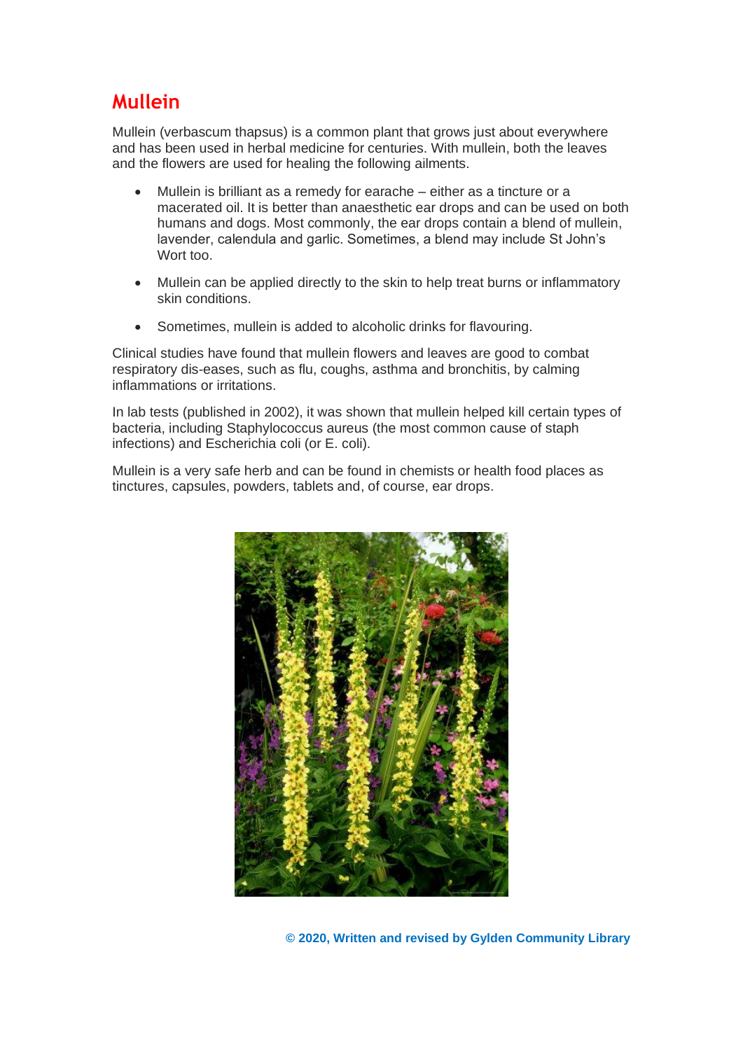# Mullein

Mullein (verbascum thapsus) is a common plant that grows just about everywhere and has been used in herbal medicine for centuries. With mullein, both the leaves and the flowers are used for healing the following ailments.

- Mullein is brilliant as a remedy for earache – either as a tincture or a macerated oil. It is better than anaesthetic ear drops and can be used on both humans and dogs. Most commonly, the ear drops contain a blend of mullein, lavender, calendula and garlic. Sometimes, a blend may include St John's Wort too.
- Mullein can be applied directly to the skin to help treat burns or inflammatory skin conditions.
- Sometimes, mullein is added to alcoholic drinks for flavouring.

Clinical studies have found that mullein flowers and leaves are good to combat respiratory dis-eases, such as flu, coughs, asthma and bronchitis, by calming inflammations or irritations.

In lab tests (published in 2002), it was shown that mullein helped kill certain types of bacteria, including Staphylococcus aureus (the most common cause of staph infections) and Escherichia coli (or E. coli).

Mullein is a very safe herb and can be found in chemists or health food places as tinctures, capsules, powders, tablets and, of course, ear drops.

**© 2020, Written and revised by Gylden Community Library**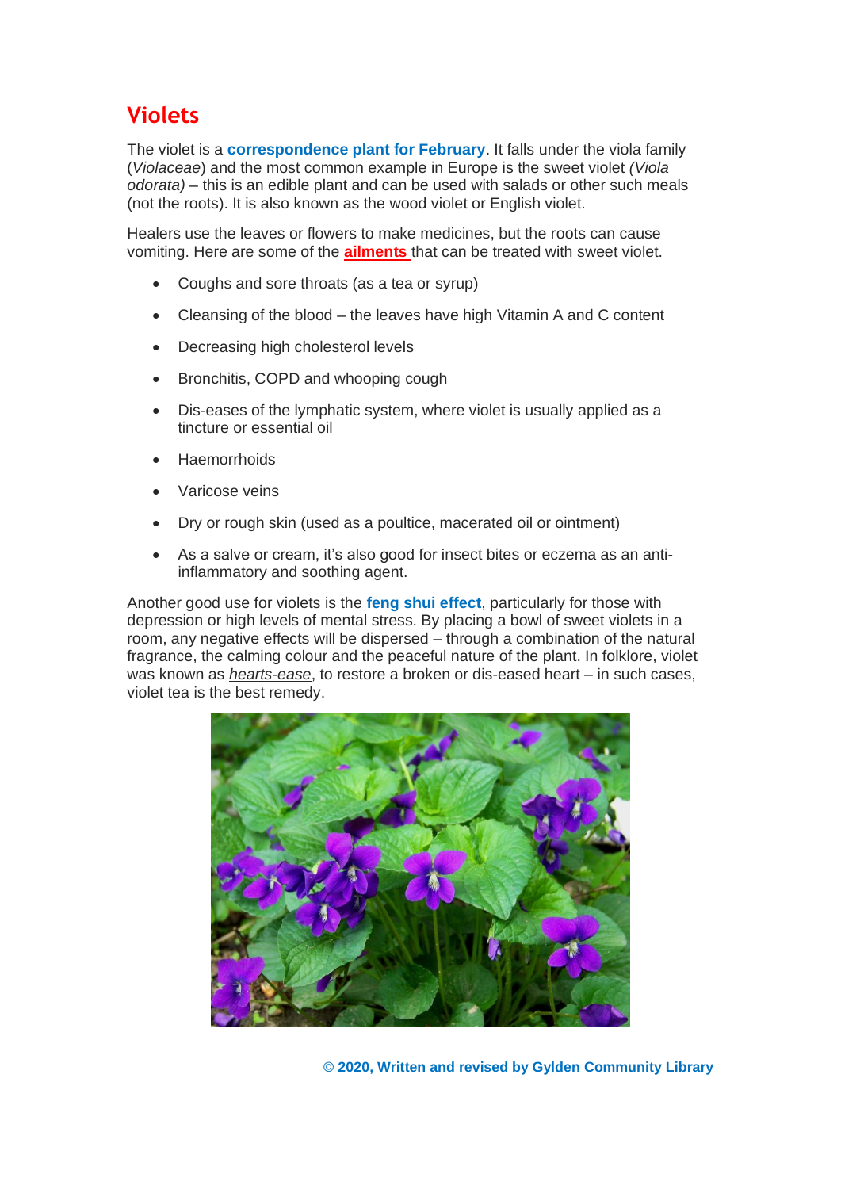# Violets

The violet is a **correspondence plant for February**. It falls under the viola family (*Violaceae*) and the most common example in Europe is the sweet violet *(Viola odorata)* – this is an edible plant and can be used with salads or other such meals (not the roots). It is also known as the wood violet or English violet.

Healers use the leaves or flowers to make medicines, but the roots can cause vomiting. Here are some of the **ailments** that can be treated with sweet violet.

- Coughs and sore throats (as a tea or syrup)
- Cleansing of the blood – the leaves have high Vitamin A and C content
- Decreasing high cholesterol levels
- Bronchitis, COPD and whooping cough
- Dis-eases of the lymphatic system, where violet is usually applied as a tincture or essential oil
- Haemorrhoids
- Varicose veins
- Dry or rough skin (used as a poultice, macerated oil or ointment)
- As a salve or cream, it's also good for insect bites or eczema as an anti-inflammatory and soothing agent.

Another good use for violets is the **feng shui effect**, particularly for those with depression or high levels of mental stress. By placing a bowl of sweet violets in a room, any negative effects will be dispersed – through a combination of the natural fragrance, the calming colour and the peaceful nature of the plant. In folklore, violet was known as *hearts-ease*, to restore a broken or dis-eased heart – in such cases, violet tea is the best remedy.

**© 2020, Written and revised by Gylden Community Library**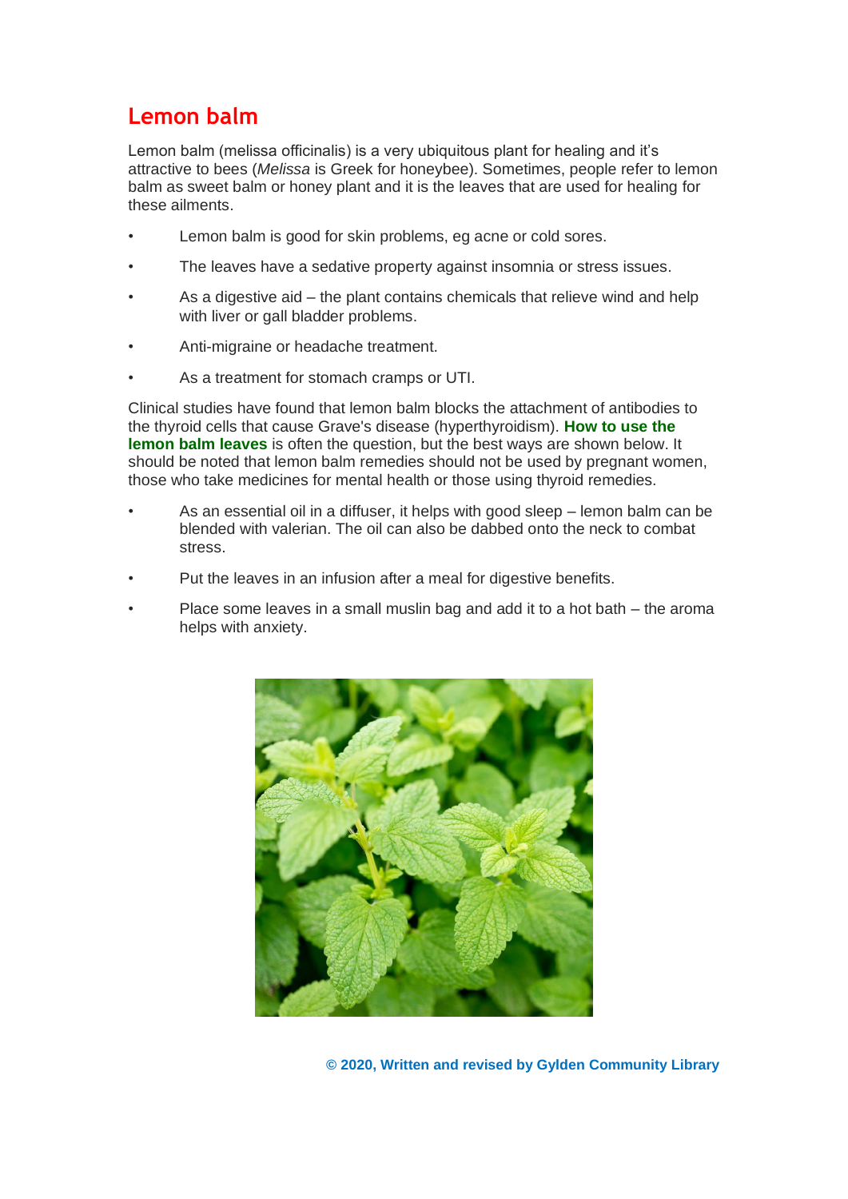# Lemon balm

Lemon balm (melissa officinalis) is a very ubiquitous plant for healing and it's attractive to bees (*Melissa* is Greek for honeybee). Sometimes, people refer to lemon balm as sweet balm or honey plant and it is the leaves that are used for healing for these ailments.

- Lemon balm is good for skin problems, eg acne or cold sores.
- The leaves have a sedative property against insomnia or stress issues.
- As a digestive aid – the plant contains chemicals that relieve wind and help with liver or gall bladder problems.
- Anti-migraine or headache treatment.
- As a treatment for stomach cramps or UTI.

Clinical studies have found that lemon balm blocks the attachment of antibodies to the thyroid cells that cause Grave's disease (hyperthyroidism). **How to use the lemon balm leaves** is often the question, but the best ways are shown below. It should be noted that lemon balm remedies should not be used by pregnant women, those who take medicines for mental health or those using thyroid remedies.

- As an essential oil in a diffuser, it helps with good sleep – lemon balm can be blended with valerian. The oil can also be dabbed onto the neck to combat stress.
- Put the leaves in an infusion after a meal for digestive benefits.
- Place some leaves in a small muslin bag and add it to a hot bath – the aroma helps with anxiety.

**© 2020, Written and revised by Gylden Community Library**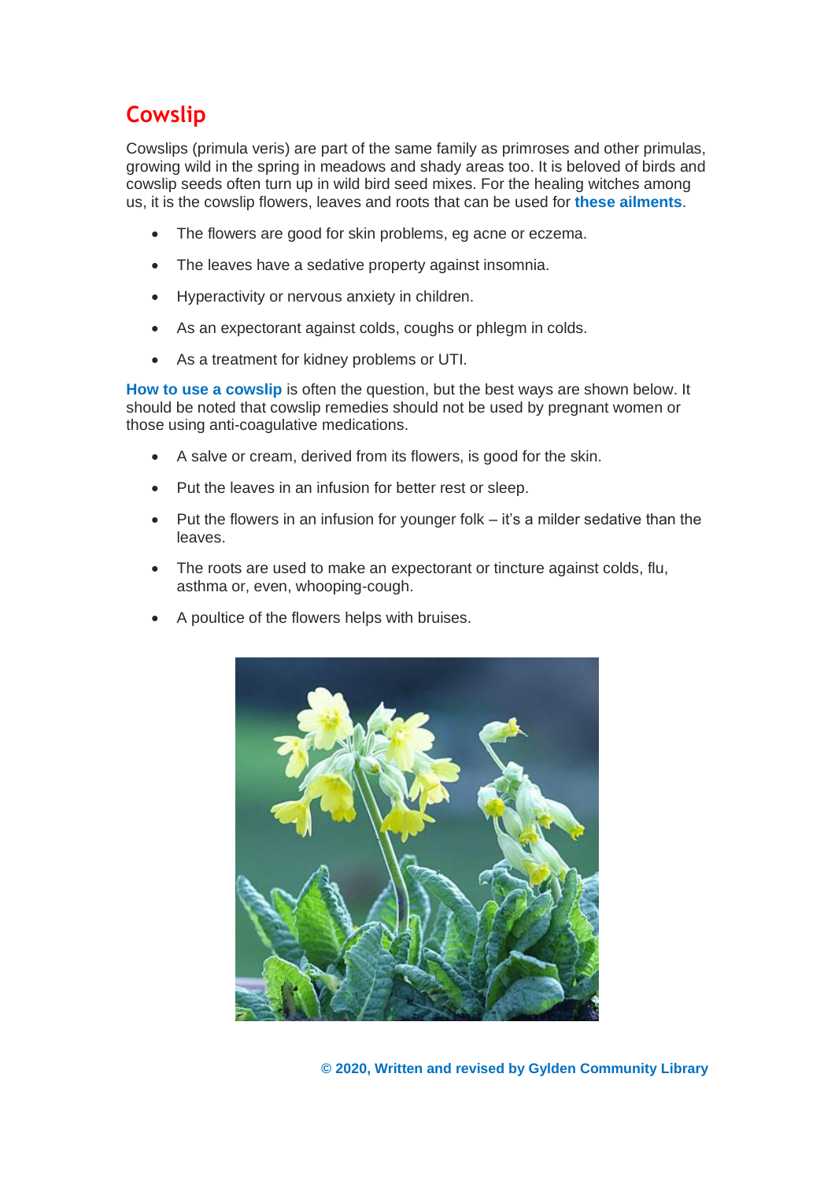# Cowslip

Cowslips (primula veris) are part of the same family as primroses and other primulas, growing wild in the spring in meadows and shady areas too. It is beloved of birds and cowslip seeds often turn up in wild bird seed mixes. For the healing witches among us, it is the cowslip flowers, leaves and roots that can be used for **these ailments**.

- The flowers are good for skin problems, eg acne or eczema.
- The leaves have a sedative property against insomnia.
- Hyperactivity or nervous anxiety in children.
- As an expectorant against colds, coughs or phlegm in colds.
- As a treatment for kidney problems or UTI.

**How to use a cowslip** is often the question, but the best ways are shown below. It should be noted that cowslip remedies should not be used by pregnant women or those using anti-coagulative medications.

- A salve or cream, derived from its flowers, is good for the skin.
- Put the leaves in an infusion for better rest or sleep.
- Put the flowers in an infusion for younger folk – it's a milder sedative than the leaves.
- The roots are used to make an expectorant or tincture against colds, flu, asthma or, even, whooping-cough.
- A poultice of the flowers helps with bruises.

**© 2020, Written and revised by Gylden Community Library**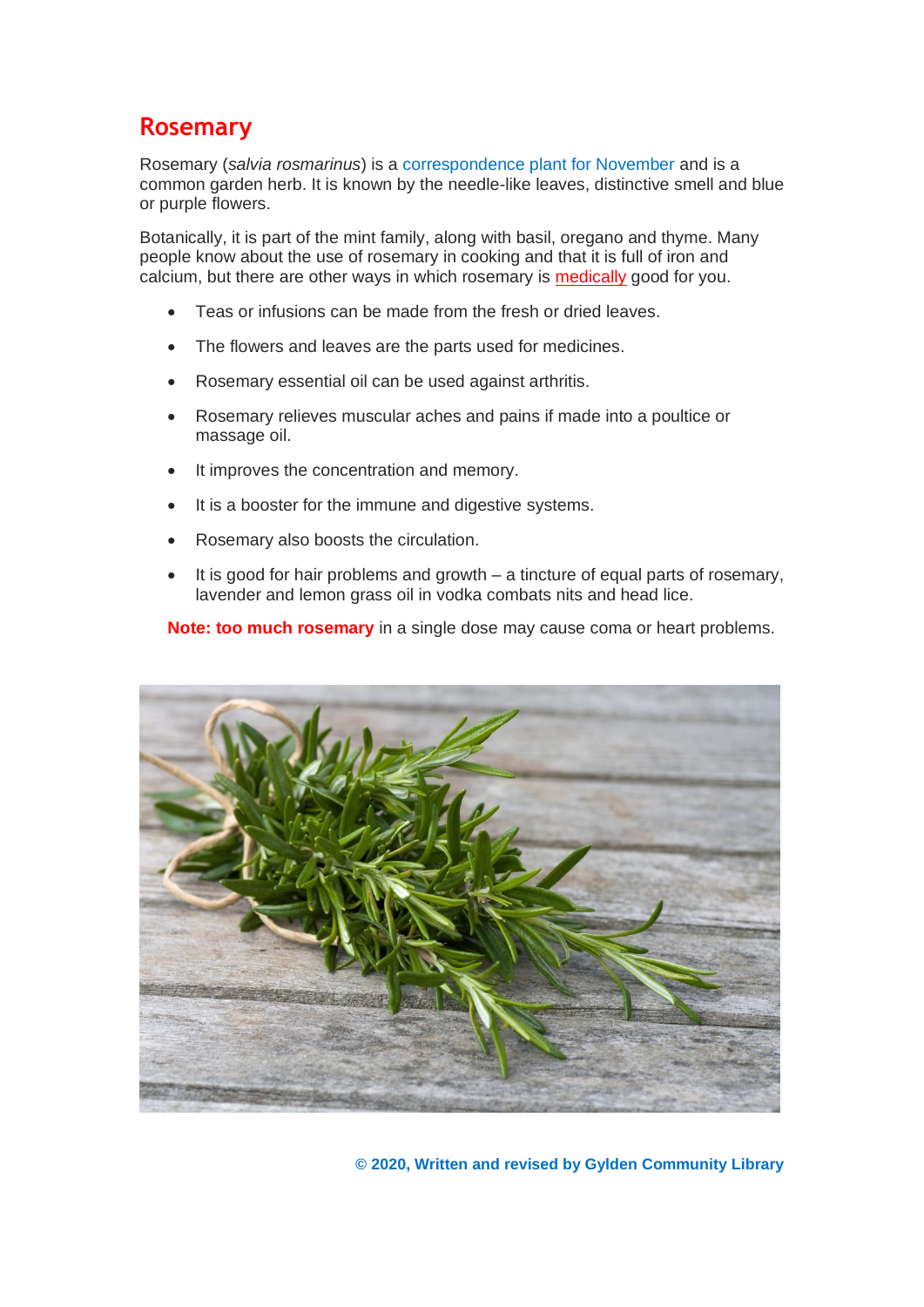# Rosemary

Rosemary (*salvia rosmarinus*) is a correspondence plant for November and is a common garden herb. It is known by the needle-like leaves, distinctive smell and blue or purple flowers.

Botanically, it is part of the mint family, along with basil, oregano and thyme. Many people know about the use of rosemary in cooking and that it is full of iron and calcium, but there are other ways in which rosemary is medically good for you.

- Teas or infusions can be made from the fresh or dried leaves.
- The flowers and leaves are the parts used for medicines.
- Rosemary essential oil can be used against arthritis.
- Rosemary relieves muscular aches and pains if made into a poultice or massage oil.
- It improves the concentration and memory.
- It is a booster for the immune and digestive systems.
- Rosemary also boosts the circulation.
- It is good for hair problems and growth – a tincture of equal parts of rosemary, lavender and lemon grass oil in vodka combats nits and head lice.

**Note: too much rosemary** in a single dose may cause coma or heart problems.

**© 2020, Written and revised by Gylden Community Library**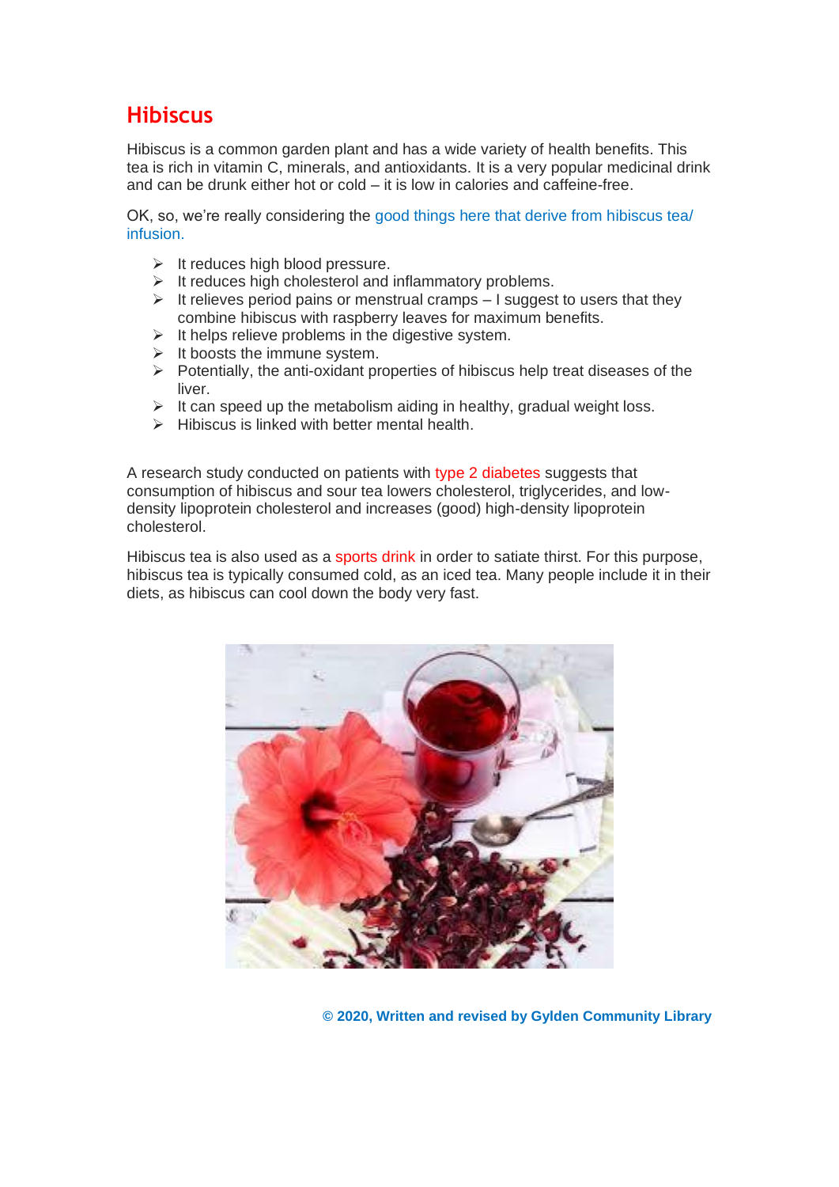## Hibiscus

Hibiscus is a common garden plant and has a wide variety of health benefits. This tea is rich in vitamin C, minerals, and antioxidants. It is a very popular medicinal drink and can be drunk either hot or cold – it is low in calories and caffeine-free.

OK, so, we're really considering the good things here that derive from hibiscus tea/ infusion.

- It reduces high blood pressure.
- It reduces high cholesterol and inflammatory problems.
- It relieves period pains or menstrual cramps – I suggest to users that they combine hibiscus with raspberry leaves for maximum benefits.
- It helps relieve problems in the digestive system.
- It boosts the immune system.
- Potentially, the anti-oxidant properties of hibiscus help treat diseases of the liver.
- It can speed up the metabolism aiding in healthy, gradual weight loss.
- Hibiscus is linked with better mental health.

A research study conducted on patients with type 2 diabetes suggests that consumption of hibiscus and sour tea lowers cholesterol, triglycerides, and low-density lipoprotein cholesterol and increases (good) high-density lipoprotein cholesterol.

Hibiscus tea is also used as a sports drink in order to satiate thirst. For this purpose, hibiscus tea is typically consumed cold, as an iced tea. Many people include it in their diets, as hibiscus can cool down the body very fast.

**© 2020, Written and revised by Gylden Community Library**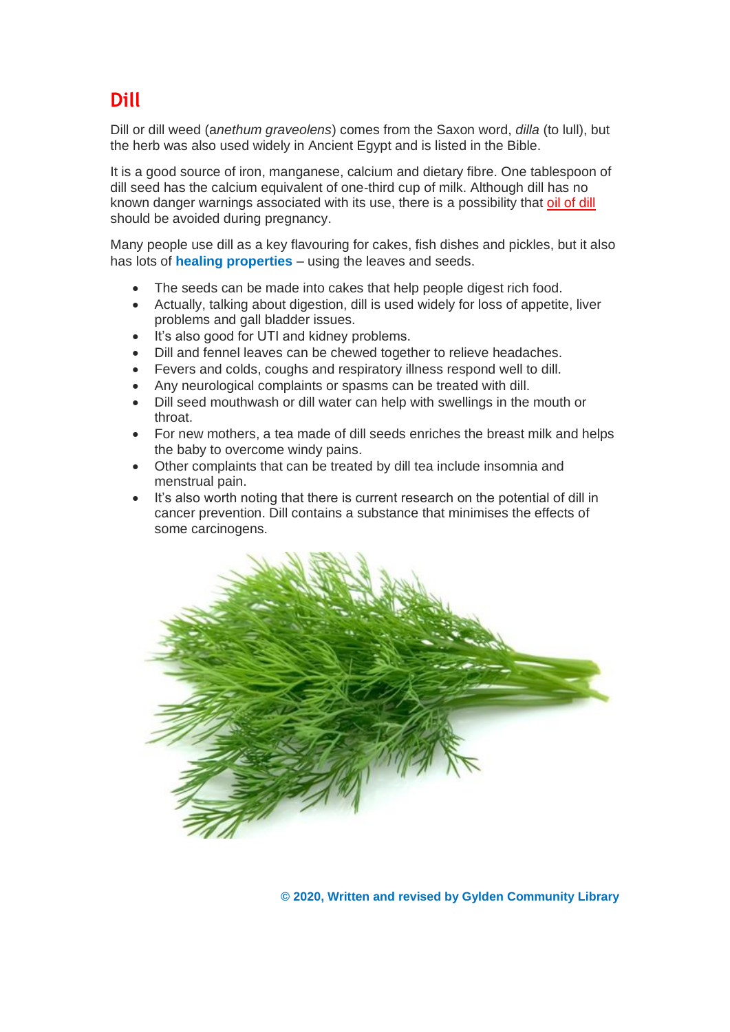# Dill

Dill or dill weed (a*nethum graveolens*) comes from the Saxon word, *dilla* (to lull), but the herb was also used widely in Ancient Egypt and is listed in the Bible.

It is a good source of iron, manganese, calcium and dietary fibre. One tablespoon of dill seed has the calcium equivalent of one-third cup of milk. Although dill has no known danger warnings associated with its use, there is a possibility that oil of dill should be avoided during pregnancy.

Many people use dill as a key flavouring for cakes, fish dishes and pickles, but it also has lots of **healing properties** – using the leaves and seeds.

- The seeds can be made into cakes that help people digest rich food.
- Actually, talking about digestion, dill is used widely for loss of appetite, liver problems and gall bladder issues.
- It's also good for UTI and kidney problems.
- Dill and fennel leaves can be chewed together to relieve headaches.
- Fevers and colds, coughs and respiratory illness respond well to dill.
- Any neurological complaints or spasms can be treated with dill.
- Dill seed mouthwash or dill water can help with swellings in the mouth or throat.
- For new mothers, a tea made of dill seeds enriches the breast milk and helps the baby to overcome windy pains.
- Other complaints that can be treated by dill tea include insomnia and menstrual pain.
- It's also worth noting that there is current research on the potential of dill in cancer prevention. Dill contains a substance that minimises the effects of some carcinogens.

**© 2020, Written and revised by Gylden Community Library**